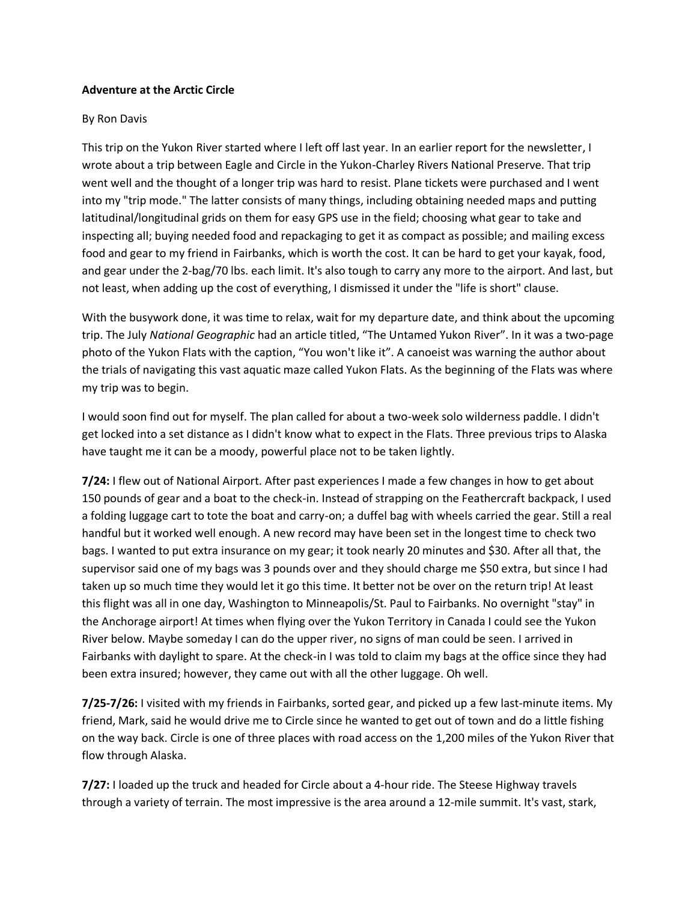**Adventure at the Arctic Circle**

By Ron Davis

This trip on the Yukon River started where I left off last year. In an earlier report for the newsletter, I wrote about a trip between Eagle and Circle in the Yukon-Charley Rivers National Preserve. That trip went well and the thought of a longer trip was hard to resist. Plane tickets were purchased and I went into my "trip mode." The latter consists of many things, including obtaining needed maps and putting latitudinal/longitudinal grids on them for easy GPS use in the field; choosing what gear to take and inspecting all; buying needed food and repackaging to get it as compact as possible; and mailing excess food and gear to my friend in Fairbanks, which is worth the cost. It can be hard to get your kayak, food, and gear under the 2-bag/70 lbs. each limit. It's also tough to carry any more to the airport. And last, but not least, when adding up the cost of everything, I dismissed it under the "life is short" clause.

With the busywork done, it was time to relax, wait for my departure date, and think about the upcoming trip. The July *National Geographic* had an article titled, "The Untamed Yukon River". In it was a two-page photo of the Yukon Flats with the caption, "You won't like it". A canoeist was warning the author about the trials of navigating this vast aquatic maze called Yukon Flats. As the beginning of the Flats was where my trip was to begin.

I would soon find out for myself. The plan called for about a two-week solo wilderness paddle. I didn't get locked into a set distance as I didn't know what to expect in the Flats. Three previous trips to Alaska have taught me it can be a moody, powerful place not to be taken lightly.

**7/24:** I flew out of National Airport. After past experiences I made a few changes in how to get about 150 pounds of gear and a boat to the check-in. Instead of strapping on the Feathercraft backpack, I used a folding luggage cart to tote the boat and carry-on; a duffel bag with wheels carried the gear. Still a real handful but it worked well enough. A new record may have been set in the longest time to check two bags. I wanted to put extra insurance on my gear; it took nearly 20 minutes and $30. After all that, the supervisor said one of my bags was 3 pounds over and they should charge me $50 extra, but since I had taken up so much time they would let it go this time. It better not be over on the return trip! At least this flight was all in one day, Washington to Minneapolis/St. Paul to Fairbanks. No overnight "stay" in the Anchorage airport! At times when flying over the Yukon Territory in Canada I could see the Yukon River below. Maybe someday I can do the upper river, no signs of man could be seen. I arrived in Fairbanks with daylight to spare. At the check-in I was told to claim my bags at the office since they had been extra insured; however, they came out with all the other luggage. Oh well.

**7/25-7/26:** I visited with my friends in Fairbanks, sorted gear, and picked up a few last-minute items. My friend, Mark, said he would drive me to Circle since he wanted to get out of town and do a little fishing on the way back. Circle is one of three places with road access on the 1,200 miles of the Yukon River that flow through Alaska.

**7/27:** I loaded up the truck and headed for Circle about a 4-hour ride. The Steese Highway travels through a variety of terrain. The most impressive is the area around a 12-mile summit. It's vast, stark,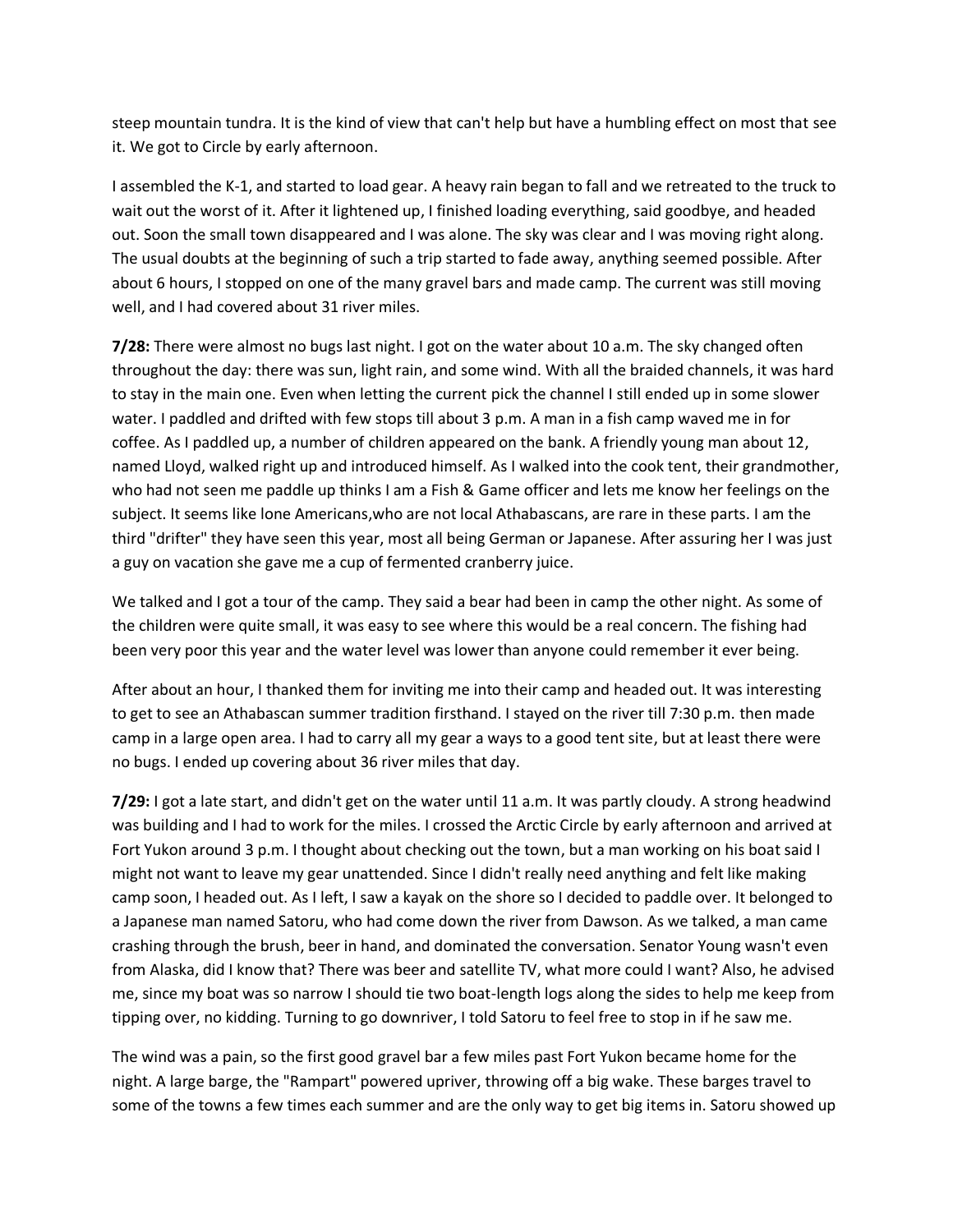steep mountain tundra. It is the kind of view that can't help but have a humbling effect on most that see it. We got to Circle by early afternoon.

I assembled the K-1, and started to load gear. A heavy rain began to fall and we retreated to the truck to wait out the worst of it. After it lightened up, I finished loading everything, said goodbye, and headed out. Soon the small town disappeared and I was alone. The sky was clear and I was moving right along. The usual doubts at the beginning of such a trip started to fade away, anything seemed possible. After about 6 hours, I stopped on one of the many gravel bars and made camp. The current was still moving well, and I had covered about 31 river miles.

**7/28:** There were almost no bugs last night. I got on the water about 10 a.m. The sky changed often throughout the day: there was sun, light rain, and some wind. With all the braided channels, it was hard to stay in the main one. Even when letting the current pick the channel I still ended up in some slower water. I paddled and drifted with few stops till about 3 p.m. A man in a fish camp waved me in for coffee. As I paddled up, a number of children appeared on the bank. A friendly young man about 12, named Lloyd, walked right up and introduced himself. As I walked into the cook tent, their grandmother, who had not seen me paddle up thinks I am a Fish & Game officer and lets me know her feelings on the subject. It seems like lone Americans,who are not local Athabascans, are rare in these parts. I am the third "drifter" they have seen this year, most all being German or Japanese. After assuring her I was just a guy on vacation she gave me a cup of fermented cranberry juice.

We talked and I got a tour of the camp. They said a bear had been in camp the other night. As some of the children were quite small, it was easy to see where this would be a real concern. The fishing had been very poor this year and the water level was lower than anyone could remember it ever being.

After about an hour, I thanked them for inviting me into their camp and headed out. It was interesting to get to see an Athabascan summer tradition firsthand. I stayed on the river till 7:30 p.m. then made camp in a large open area. I had to carry all my gear a ways to a good tent site, but at least there were no bugs. I ended up covering about 36 river miles that day.

**7/29:** I got a late start, and didn't get on the water until 11 a.m. It was partly cloudy. A strong headwind was building and I had to work for the miles. I crossed the Arctic Circle by early afternoon and arrived at Fort Yukon around 3 p.m. I thought about checking out the town, but a man working on his boat said I might not want to leave my gear unattended. Since I didn't really need anything and felt like making camp soon, I headed out. As I left, I saw a kayak on the shore so I decided to paddle over. It belonged to a Japanese man named Satoru, who had come down the river from Dawson. As we talked, a man came crashing through the brush, beer in hand, and dominated the conversation. Senator Young wasn't even from Alaska, did I know that? There was beer and satellite TV, what more could I want? Also, he advised me, since my boat was so narrow I should tie two boat-length logs along the sides to help me keep from tipping over, no kidding. Turning to go downriver, I told Satoru to feel free to stop in if he saw me.

The wind was a pain, so the first good gravel bar a few miles past Fort Yukon became home for the night. A large barge, the "Rampart" powered upriver, throwing off a big wake. These barges travel to some of the towns a few times each summer and are the only way to get big items in. Satoru showed up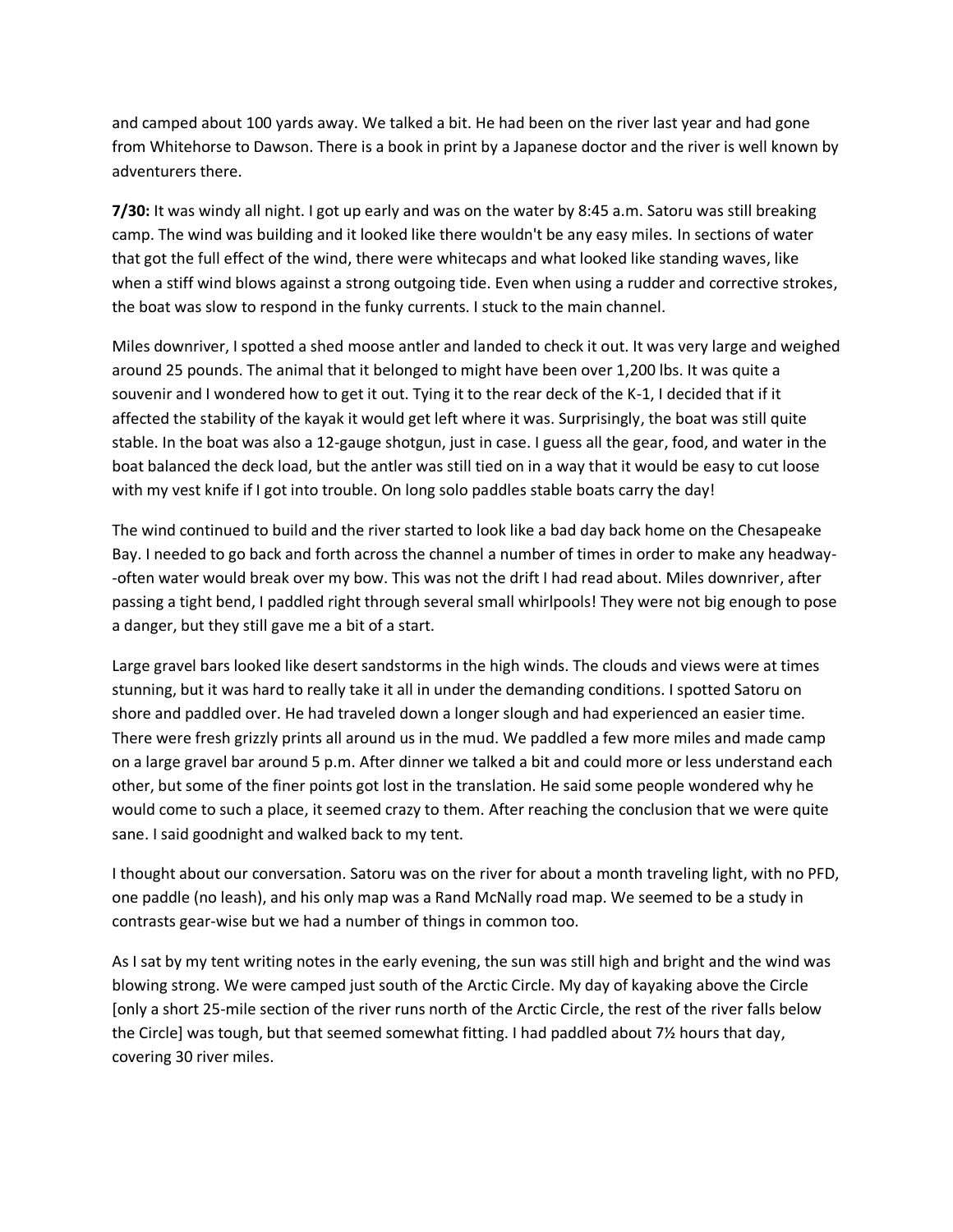and camped about 100 yards away. We talked a bit. He had been on the river last year and had gone from Whitehorse to Dawson. There is a book in print by a Japanese doctor and the river is well known by adventurers there.

**7/30:** It was windy all night. I got up early and was on the water by 8:45 a.m. Satoru was still breaking camp. The wind was building and it looked like there wouldn't be any easy miles. In sections of water that got the full effect of the wind, there were whitecaps and what looked like standing waves, like when a stiff wind blows against a strong outgoing tide. Even when using a rudder and corrective strokes, the boat was slow to respond in the funky currents. I stuck to the main channel.

Miles downriver, I spotted a shed moose antler and landed to check it out. It was very large and weighed around 25 pounds. The animal that it belonged to might have been over 1,200 lbs. It was quite a souvenir and I wondered how to get it out. Tying it to the rear deck of the K-1, I decided that if it affected the stability of the kayak it would get left where it was. Surprisingly, the boat was still quite stable. In the boat was also a 12-gauge shotgun, just in case. I guess all the gear, food, and water in the boat balanced the deck load, but the antler was still tied on in a way that it would be easy to cut loose with my vest knife if I got into trouble. On long solo paddles stable boats carry the day!

The wind continued to build and the river started to look like a bad day back home on the Chesapeake Bay. I needed to go back and forth across the channel a number of times in order to make any headway--often water would break over my bow. This was not the drift I had read about. Miles downriver, after passing a tight bend, I paddled right through several small whirlpools! They were not big enough to pose a danger, but they still gave me a bit of a start.

Large gravel bars looked like desert sandstorms in the high winds. The clouds and views were at times stunning, but it was hard to really take it all in under the demanding conditions. I spotted Satoru on shore and paddled over. He had traveled down a longer slough and had experienced an easier time. There were fresh grizzly prints all around us in the mud. We paddled a few more miles and made camp on a large gravel bar around 5 p.m. After dinner we talked a bit and could more or less understand each other, but some of the finer points got lost in the translation. He said some people wondered why he would come to such a place, it seemed crazy to them. After reaching the conclusion that we were quite sane. I said goodnight and walked back to my tent.

I thought about our conversation. Satoru was on the river for about a month traveling light, with no PFD, one paddle (no leash), and his only map was a Rand McNally road map. We seemed to be a study in contrasts gear-wise but we had a number of things in common too.

As I sat by my tent writing notes in the early evening, the sun was still high and bright and the wind was blowing strong. We were camped just south of the Arctic Circle. My day of kayaking above the Circle [only a short 25-mile section of the river runs north of the Arctic Circle, the rest of the river falls below the Circle] was tough, but that seemed somewhat fitting. I had paddled about 7½ hours that day, covering 30 river miles.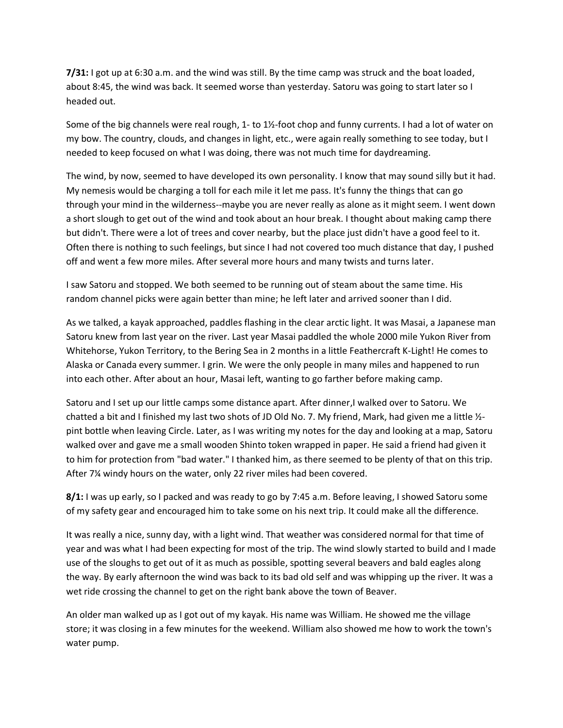**7/31:** I got up at 6:30 a.m. and the wind was still. By the time camp was struck and the boat loaded, about 8:45, the wind was back. It seemed worse than yesterday. Satoru was going to start later so I headed out.

Some of the big channels were real rough, 1- to 1½-foot chop and funny currents. I had a lot of water on my bow. The country, clouds, and changes in light, etc., were again really something to see today, but I needed to keep focused on what I was doing, there was not much time for daydreaming.

The wind, by now, seemed to have developed its own personality. I know that may sound silly but it had. My nemesis would be charging a toll for each mile it let me pass. It's funny the things that can go through your mind in the wilderness--maybe you are never really as alone as it might seem. I went down a short slough to get out of the wind and took about an hour break. I thought about making camp there but didn't. There were a lot of trees and cover nearby, but the place just didn't have a good feel to it. Often there is nothing to such feelings, but since I had not covered too much distance that day, I pushed off and went a few more miles. After several more hours and many twists and turns later.

I saw Satoru and stopped. We both seemed to be running out of steam about the same time. His random channel picks were again better than mine; he left later and arrived sooner than I did.

As we talked, a kayak approached, paddles flashing in the clear arctic light. It was Masai, a Japanese man Satoru knew from last year on the river. Last year Masai paddled the whole 2000 mile Yukon River from Whitehorse, Yukon Territory, to the Bering Sea in 2 months in a little Feathercraft K-Light! He comes to Alaska or Canada every summer. I grin. We were the only people in many miles and happened to run into each other. After about an hour, Masai left, wanting to go farther before making camp.

Satoru and I set up our little camps some distance apart. After dinner,I walked over to Satoru. We chatted a bit and I finished my last two shots of JD Old No. 7. My friend, Mark, had given me a little ½-pint bottle when leaving Circle. Later, as I was writing my notes for the day and looking at a map, Satoru walked over and gave me a small wooden Shinto token wrapped in paper. He said a friend had given it to him for protection from "bad water." I thanked him, as there seemed to be plenty of that on this trip. After 7¼ windy hours on the water, only 22 river miles had been covered.

**8/1:** I was up early, so I packed and was ready to go by 7:45 a.m. Before leaving, I showed Satoru some of my safety gear and encouraged him to take some on his next trip. It could make all the difference.

It was really a nice, sunny day, with a light wind. That weather was considered normal for that time of year and was what I had been expecting for most of the trip. The wind slowly started to build and I made use of the sloughs to get out of it as much as possible, spotting several beavers and bald eagles along the way. By early afternoon the wind was back to its bad old self and was whipping up the river. It was a wet ride crossing the channel to get on the right bank above the town of Beaver.

An older man walked up as I got out of my kayak. His name was William. He showed me the village store; it was closing in a few minutes for the weekend. William also showed me how to work the town's water pump.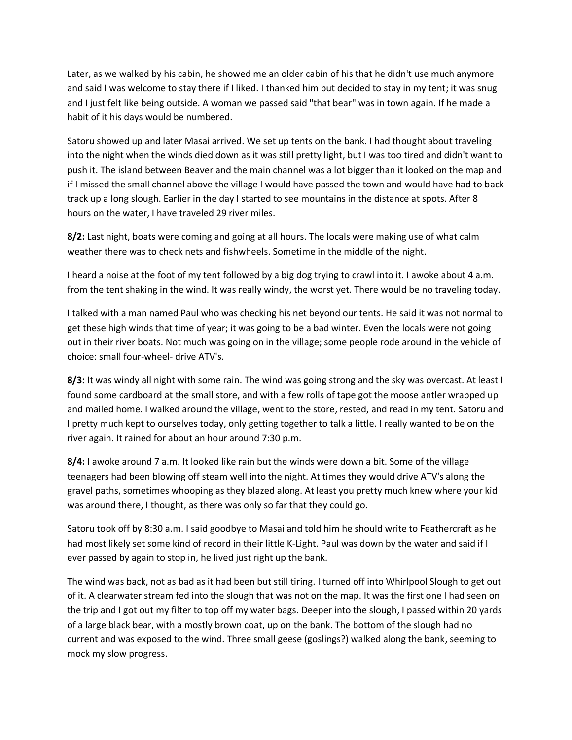Later, as we walked by his cabin, he showed me an older cabin of his that he didn't use much anymore and said I was welcome to stay there if I liked. I thanked him but decided to stay in my tent; it was snug and I just felt like being outside. A woman we passed said "that bear" was in town again. If he made a habit of it his days would be numbered.

Satoru showed up and later Masai arrived. We set up tents on the bank. I had thought about traveling into the night when the winds died down as it was still pretty light, but I was too tired and didn't want to push it. The island between Beaver and the main channel was a lot bigger than it looked on the map and if I missed the small channel above the village I would have passed the town and would have had to back track up a long slough. Earlier in the day I started to see mountains in the distance at spots. After 8 hours on the water, I have traveled 29 river miles.

**8/2:** Last night, boats were coming and going at all hours. The locals were making use of what calm weather there was to check nets and fishwheels. Sometime in the middle of the night.

I heard a noise at the foot of my tent followed by a big dog trying to crawl into it. I awoke about 4 a.m. from the tent shaking in the wind. It was really windy, the worst yet. There would be no traveling today.

I talked with a man named Paul who was checking his net beyond our tents. He said it was not normal to get these high winds that time of year; it was going to be a bad winter. Even the locals were not going out in their river boats. Not much was going on in the village; some people rode around in the vehicle of choice: small four-wheel- drive ATV's.

**8/3:** It was windy all night with some rain. The wind was going strong and the sky was overcast. At least I found some cardboard at the small store, and with a few rolls of tape got the moose antler wrapped up and mailed home. I walked around the village, went to the store, rested, and read in my tent. Satoru and I pretty much kept to ourselves today, only getting together to talk a little. I really wanted to be on the river again. It rained for about an hour around 7:30 p.m.

**8/4:** I awoke around 7 a.m. It looked like rain but the winds were down a bit. Some of the village teenagers had been blowing off steam well into the night. At times they would drive ATV's along the gravel paths, sometimes whooping as they blazed along. At least you pretty much knew where your kid was around there, I thought, as there was only so far that they could go.

Satoru took off by 8:30 a.m. I said goodbye to Masai and told him he should write to Feathercraft as he had most likely set some kind of record in their little K-Light. Paul was down by the water and said if I ever passed by again to stop in, he lived just right up the bank.

The wind was back, not as bad as it had been but still tiring. I turned off into Whirlpool Slough to get out of it. A clearwater stream fed into the slough that was not on the map. It was the first one I had seen on the trip and I got out my filter to top off my water bags. Deeper into the slough, I passed within 20 yards of a large black bear, with a mostly brown coat, up on the bank. The bottom of the slough had no current and was exposed to the wind. Three small geese (goslings?) walked along the bank, seeming to mock my slow progress.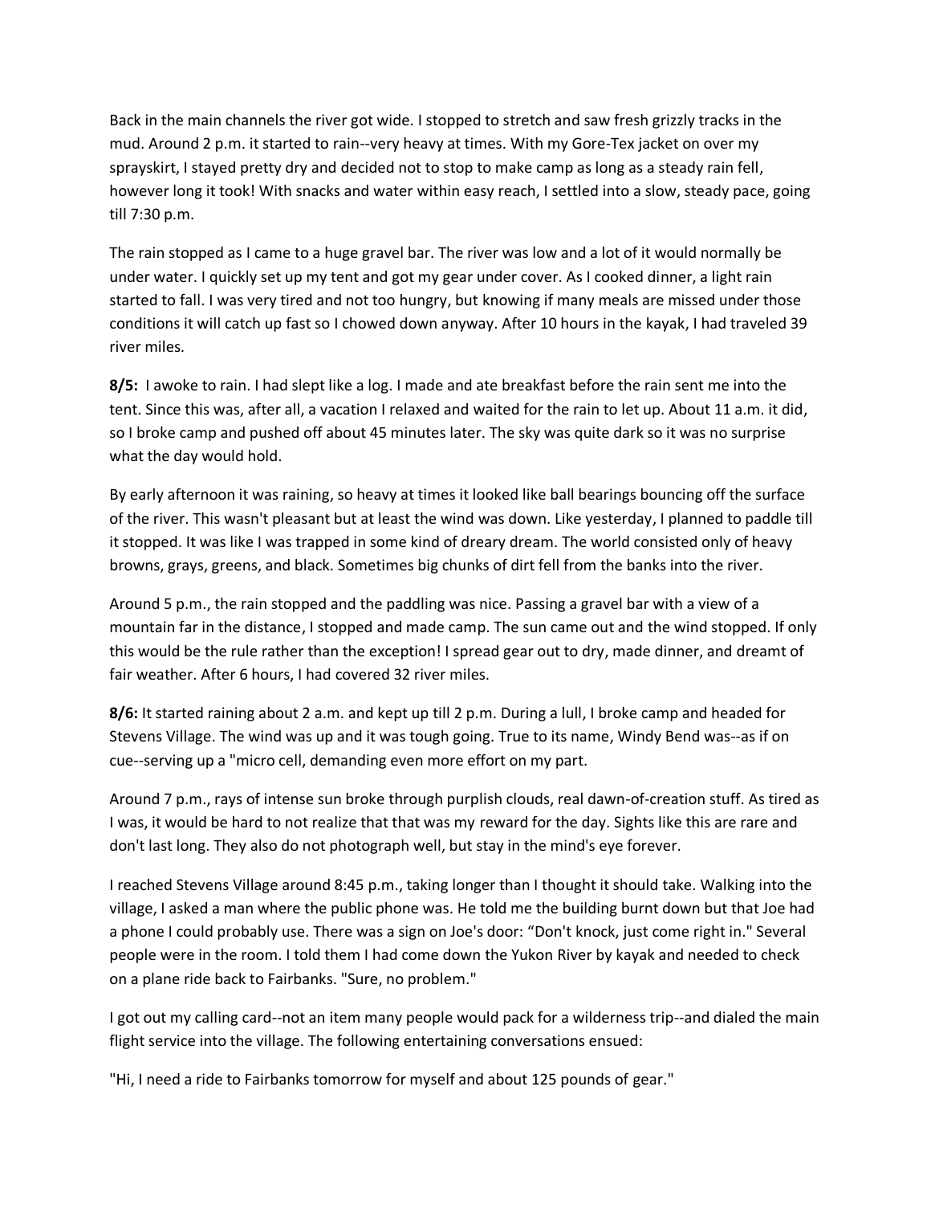Back in the main channels the river got wide. I stopped to stretch and saw fresh grizzly tracks in the mud. Around 2 p.m. it started to rain--very heavy at times. With my Gore-Tex jacket on over my sprayskirt, I stayed pretty dry and decided not to stop to make camp as long as a steady rain fell, however long it took! With snacks and water within easy reach, I settled into a slow, steady pace, going till 7:30 p.m.

The rain stopped as I came to a huge gravel bar. The river was low and a lot of it would normally be under water. I quickly set up my tent and got my gear under cover. As I cooked dinner, a light rain started to fall. I was very tired and not too hungry, but knowing if many meals are missed under those conditions it will catch up fast so I chowed down anyway. After 10 hours in the kayak, I had traveled 39 river miles.

**8/5:** I awoke to rain. I had slept like a log. I made and ate breakfast before the rain sent me into the tent. Since this was, after all, a vacation I relaxed and waited for the rain to let up. About 11 a.m. it did, so I broke camp and pushed off about 45 minutes later. The sky was quite dark so it was no surprise what the day would hold.

By early afternoon it was raining, so heavy at times it looked like ball bearings bouncing off the surface of the river. This wasn't pleasant but at least the wind was down. Like yesterday, I planned to paddle till it stopped. It was like I was trapped in some kind of dreary dream. The world consisted only of heavy browns, grays, greens, and black. Sometimes big chunks of dirt fell from the banks into the river.

Around 5 p.m., the rain stopped and the paddling was nice. Passing a gravel bar with a view of a mountain far in the distance, I stopped and made camp. The sun came out and the wind stopped. If only this would be the rule rather than the exception! I spread gear out to dry, made dinner, and dreamt of fair weather. After 6 hours, I had covered 32 river miles.

**8/6:** It started raining about 2 a.m. and kept up till 2 p.m. During a lull, I broke camp and headed for Stevens Village. The wind was up and it was tough going. True to its name, Windy Bend was--as if on cue--serving up a "micro cell, demanding even more effort on my part.

Around 7 p.m., rays of intense sun broke through purplish clouds, real dawn-of-creation stuff. As tired as I was, it would be hard to not realize that that was my reward for the day. Sights like this are rare and don't last long. They also do not photograph well, but stay in the mind's eye forever.

I reached Stevens Village around 8:45 p.m., taking longer than I thought it should take. Walking into the village, I asked a man where the public phone was. He told me the building burnt down but that Joe had a phone I could probably use. There was a sign on Joe's door: "Don't knock, just come right in." Several people were in the room. I told them I had come down the Yukon River by kayak and needed to check on a plane ride back to Fairbanks. "Sure, no problem."

I got out my calling card--not an item many people would pack for a wilderness trip--and dialed the main flight service into the village. The following entertaining conversations ensued:

"Hi, I need a ride to Fairbanks tomorrow for myself and about 125 pounds of gear."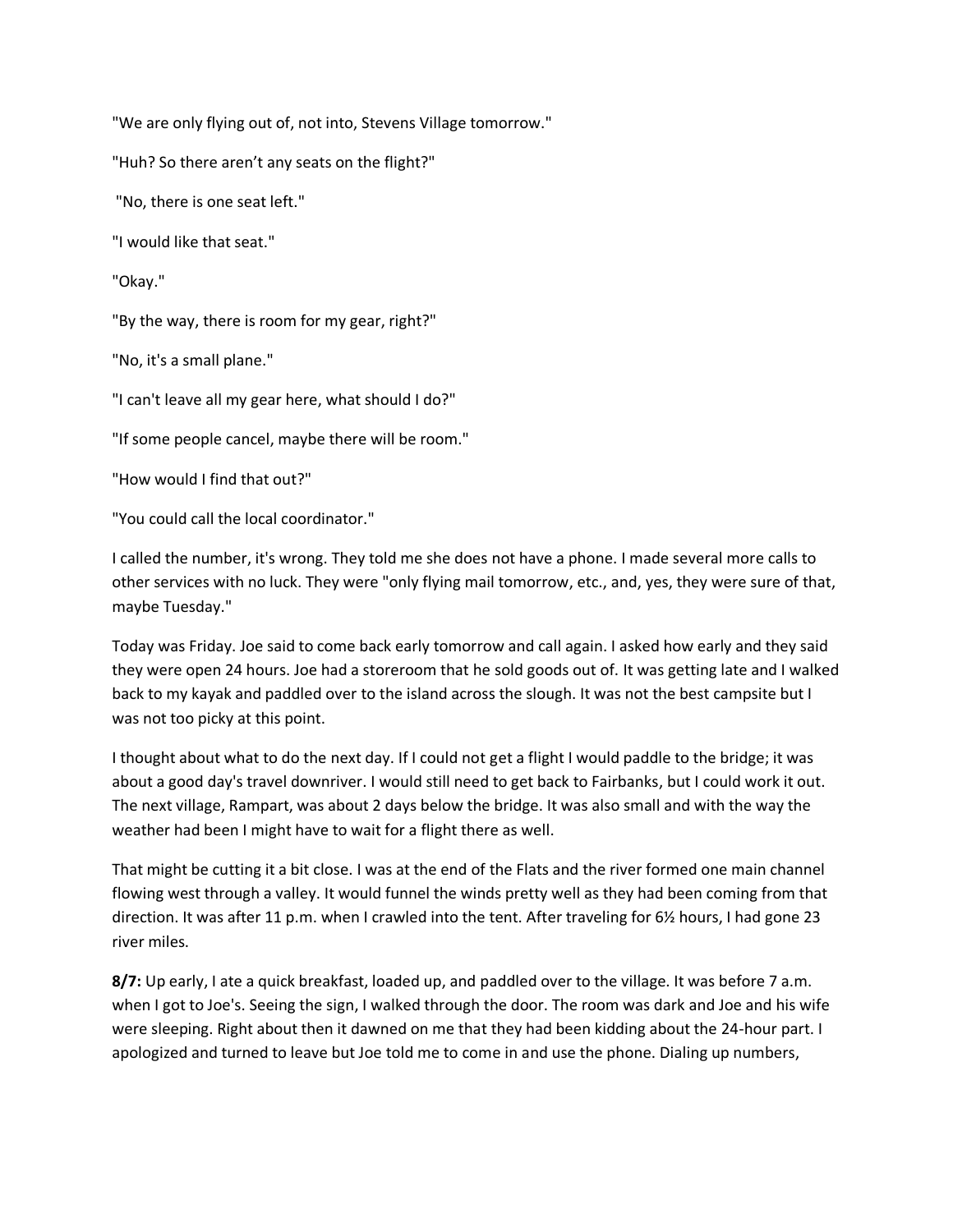"We are only flying out of, not into, Stevens Village tomorrow."

"Huh? So there aren't any seats on the flight?"

"No, there is one seat left."

"I would like that seat."

"Okay."

"By the way, there is room for my gear, right?"

"No, it's a small plane."

"I can't leave all my gear here, what should I do?"

"If some people cancel, maybe there will be room."

"How would I find that out?"

"You could call the local coordinator."

I called the number, it's wrong. They told me she does not have a phone. I made several more calls to other services with no luck. They were "only flying mail tomorrow, etc., and, yes, they were sure of that, maybe Tuesday."

Today was Friday. Joe said to come back early tomorrow and call again. I asked how early and they said they were open 24 hours. Joe had a storeroom that he sold goods out of. It was getting late and I walked back to my kayak and paddled over to the island across the slough. It was not the best campsite but I was not too picky at this point.

I thought about what to do the next day. If I could not get a flight I would paddle to the bridge; it was about a good day's travel downriver. I would still need to get back to Fairbanks, but I could work it out. The next village, Rampart, was about 2 days below the bridge. It was also small and with the way the weather had been I might have to wait for a flight there as well.

That might be cutting it a bit close. I was at the end of the Flats and the river formed one main channel flowing west through a valley. It would funnel the winds pretty well as they had been coming from that direction. It was after 11 p.m. when I crawled into the tent. After traveling for 6½ hours, I had gone 23 river miles.

**8/7:** Up early, I ate a quick breakfast, loaded up, and paddled over to the village. It was before 7 a.m. when I got to Joe's. Seeing the sign, I walked through the door. The room was dark and Joe and his wife were sleeping. Right about then it dawned on me that they had been kidding about the 24-hour part. I apologized and turned to leave but Joe told me to come in and use the phone. Dialing up numbers,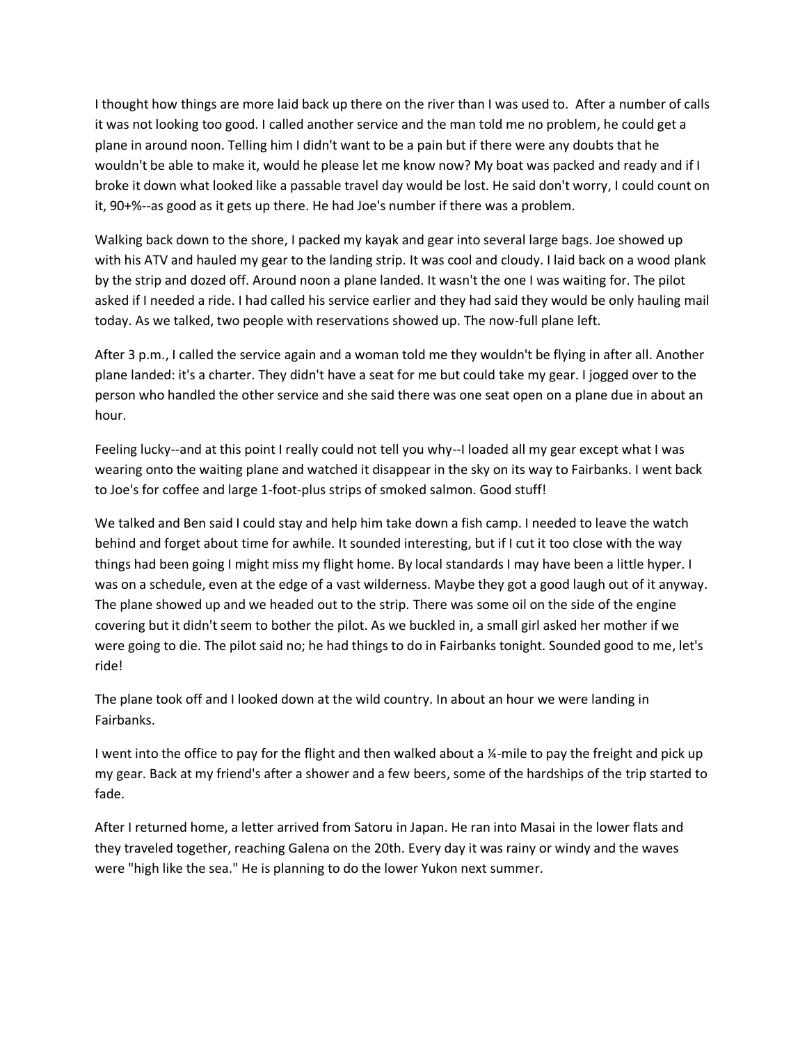I thought how things are more laid back up there on the river than I was used to. After a number of calls it was not looking too good. I called another service and the man told me no problem, he could get a plane in around noon. Telling him I didn't want to be a pain but if there were any doubts that he wouldn't be able to make it, would he please let me know now? My boat was packed and ready and if I broke it down what looked like a passable travel day would be lost. He said don't worry, I could count on it, 90+%--as good as it gets up there. He had Joe's number if there was a problem.

Walking back down to the shore, I packed my kayak and gear into several large bags. Joe showed up with his ATV and hauled my gear to the landing strip. It was cool and cloudy. I laid back on a wood plank by the strip and dozed off. Around noon a plane landed. It wasn't the one I was waiting for. The pilot asked if I needed a ride. I had called his service earlier and they had said they would be only hauling mail today. As we talked, two people with reservations showed up. The now-full plane left.

After 3 p.m., I called the service again and a woman told me they wouldn't be flying in after all. Another plane landed: it's a charter. They didn't have a seat for me but could take my gear. I jogged over to the person who handled the other service and she said there was one seat open on a plane due in about an hour.

Feeling lucky--and at this point I really could not tell you why--I loaded all my gear except what I was wearing onto the waiting plane and watched it disappear in the sky on its way to Fairbanks. I went back to Joe's for coffee and large 1-foot-plus strips of smoked salmon. Good stuff!

We talked and Ben said I could stay and help him take down a fish camp. I needed to leave the watch behind and forget about time for awhile. It sounded interesting, but if I cut it too close with the way things had been going I might miss my flight home. By local standards I may have been a little hyper. I was on a schedule, even at the edge of a vast wilderness. Maybe they got a good laugh out of it anyway. The plane showed up and we headed out to the strip. There was some oil on the side of the engine covering but it didn't seem to bother the pilot. As we buckled in, a small girl asked her mother if we were going to die. The pilot said no; he had things to do in Fairbanks tonight. Sounded good to me, let's ride!

The plane took off and I looked down at the wild country. In about an hour we were landing in Fairbanks.

I went into the office to pay for the flight and then walked about a ¼-mile to pay the freight and pick up my gear. Back at my friend's after a shower and a few beers, some of the hardships of the trip started to fade.

After I returned home, a letter arrived from Satoru in Japan. He ran into Masai in the lower flats and they traveled together, reaching Galena on the 20th. Every day it was rainy or windy and the waves were "high like the sea." He is planning to do the lower Yukon next summer.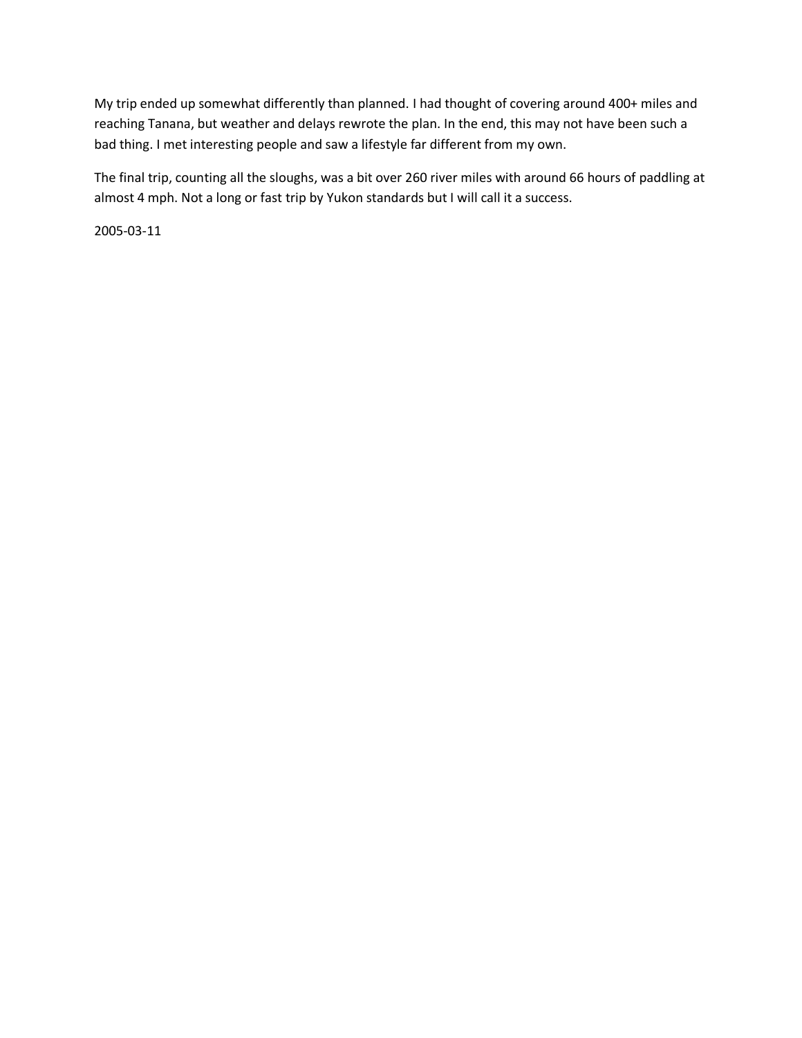My trip ended up somewhat differently than planned. I had thought of covering around 400+ miles and reaching Tanana, but weather and delays rewrote the plan. In the end, this may not have been such a bad thing. I met interesting people and saw a lifestyle far different from my own.

The final trip, counting all the sloughs, was a bit over 260 river miles with around 66 hours of paddling at almost 4 mph. Not a long or fast trip by Yukon standards but I will call it a success.

2005-03-11